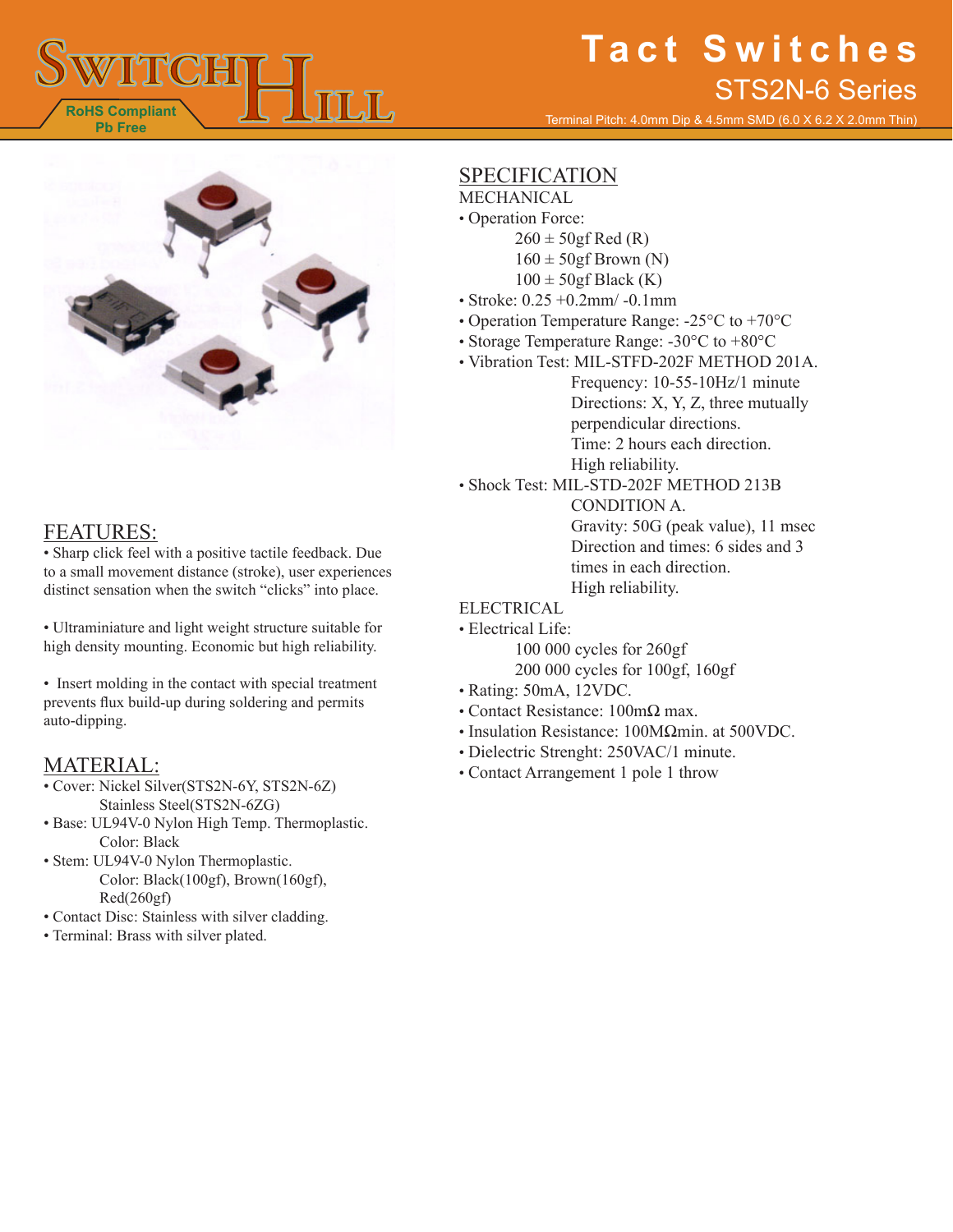# Tact Switches

## STS2N-6 Series

RoHS Compliant
Pb Free

Terminal Pitch: 4.0mm Dip & 4.5mm SMD (6.0 X 6.2 X 2.0mm Thin)

## FEATURES:

- Sharp click feel with a positive tactile feedback. Due to a small movement distance (stroke), user experiences distinct sensation when the switch "clicks" into place.

- Ultraminiature and light weight structure suitable for high density mounting. Economic but high reliability.

- Insert molding in the contact with special treatment prevents flux build-up during soldering and permits auto-dipping.

## MATERIAL:

- Cover: Nickel Silver(STS2N-6Y, STS2N-6Z)
  Stainless Steel(STS2N-6ZG)
- Base: UL94V-0 Nylon High Temp. Thermoplastic.
  Color: Black
- Stem: UL94V-0 Nylon Thermoplastic.
  Color: Black(100gf), Brown(160gf), Red(260gf)
- Contact Disc: Stainless with silver cladding.
- Terminal: Brass with silver plated.

## SPECIFICATION

MECHANICAL

- Operation Force:
  260 ± 50gf Red (R)
  160 ± 50gf Brown (N)
  100 ± 50gf Black (K)
- Stroke: 0.25 +0.2mm/ -0.1mm
- Operation Temperature Range: -25°C to +70°C
- Storage Temperature Range: -30°C to +80°C
- Vibration Test: MIL-STFD-202F METHOD 201A.
  Frequency: 10-55-10Hz/1 minute
  Directions: X, Y, Z, three mutually perpendicular directions.
  Time: 2 hours each direction.
  High reliability.
- Shock Test: MIL-STD-202F METHOD 213B CONDITION A.
  Gravity: 50G (peak value), 11 msec
  Direction and times: 6 sides and 3 times in each direction.
  High reliability.

ELECTRICAL

- Electrical Life:
  100 000 cycles for 260gf
  200 000 cycles for 100gf, 160gf
- Rating: 50mA, 12VDC.
- Contact Resistance: 100mΩ max.
- Insulation Resistance: 100MΩmin. at 500VDC.
- Dielectric Strenght: 250VAC/1 minute.
- Contact Arrangement 1 pole 1 throw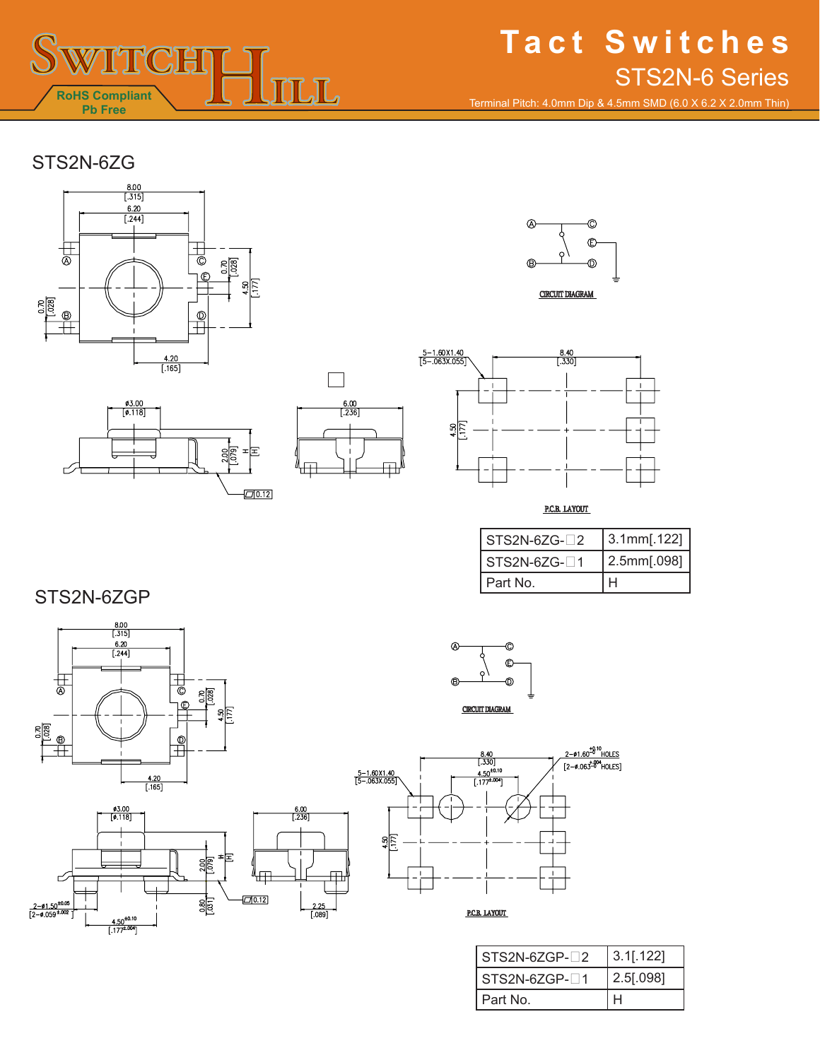# Tact Switches

## STS2N-6 Series

Terminal Pitch: 4.0mm Dip & 4.5mm SMD (6.0 X 6.2 X 2.0mm Thin)

RoHS Compliant
Pb Free

## STS2N-6ZG

CIRCUIT DIAGRAM

P.C.B. LAYOUT

| STS2N-6ZG-□2 | 3.1mm[.122] |
|---|---|
| STS2N-6ZG-□1 | 2.5mm[.098] |
| Part No. | H |

## STS2N-6ZGP

CIRCUIT DIAGRAM

P.C.B. LAYOUT

| STS2N-6ZGP-□2 | 3.1[.122] |
|---|---|
| STS2N-6ZGP-□1 | 2.5[.098] |
| Part No. | H |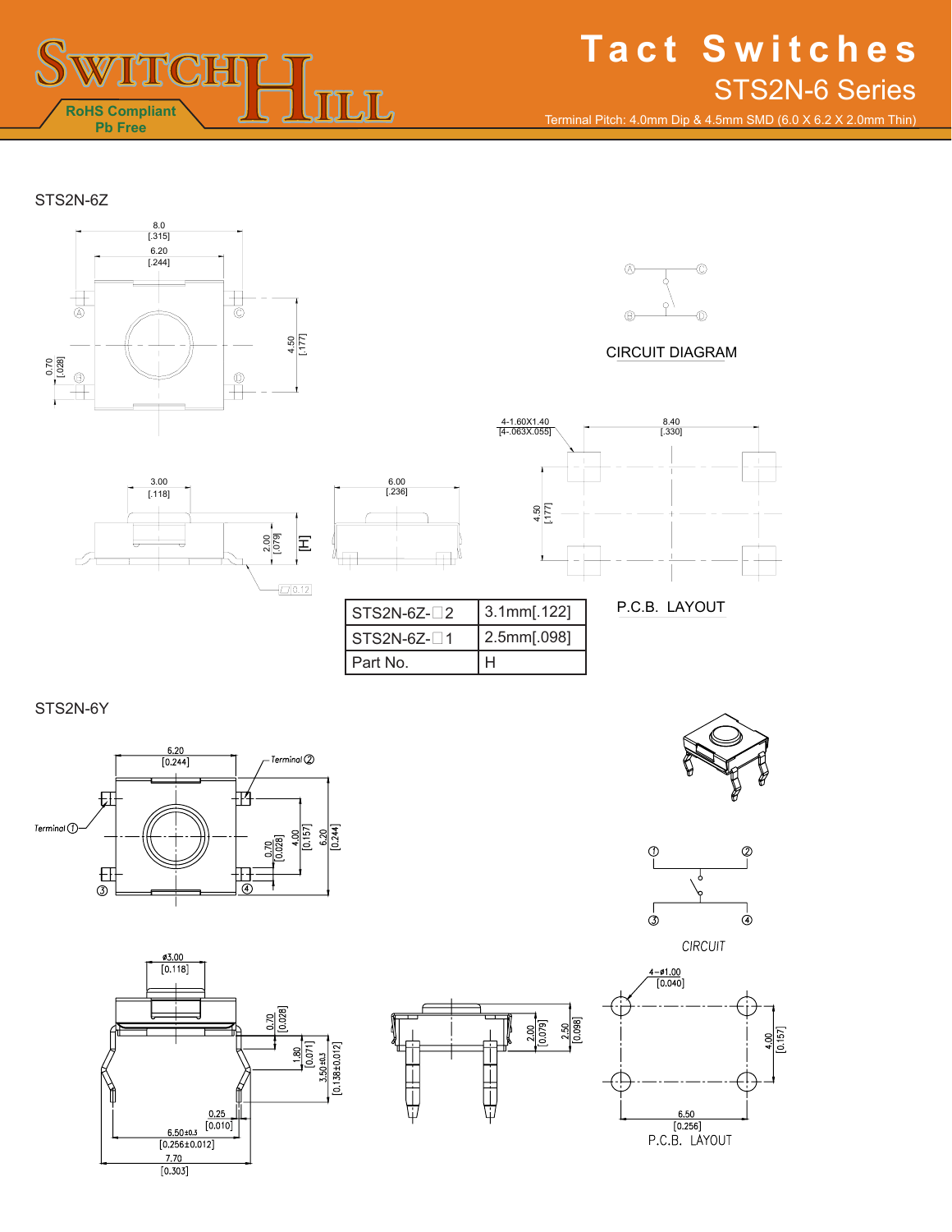# Tact Switches

## STS2N-6 Series

Terminal Pitch: 4.0mm Dip & 4.5mm SMD (6.0 X 6.2 X 2.0mm Thin)

RoHS Compliant
Pb Free

### STS2N-6Z

CIRCUIT DIAGRAM

P.C.B. LAYOUT

| STS2N-6Z-□2 | 3.1mm[.122] |
|---|---|
| STS2N-6Z-□1 | 2.5mm[.098] |
| Part No. | H |

### STS2N-6Y

CIRCUIT

P.C.B. LAYOUT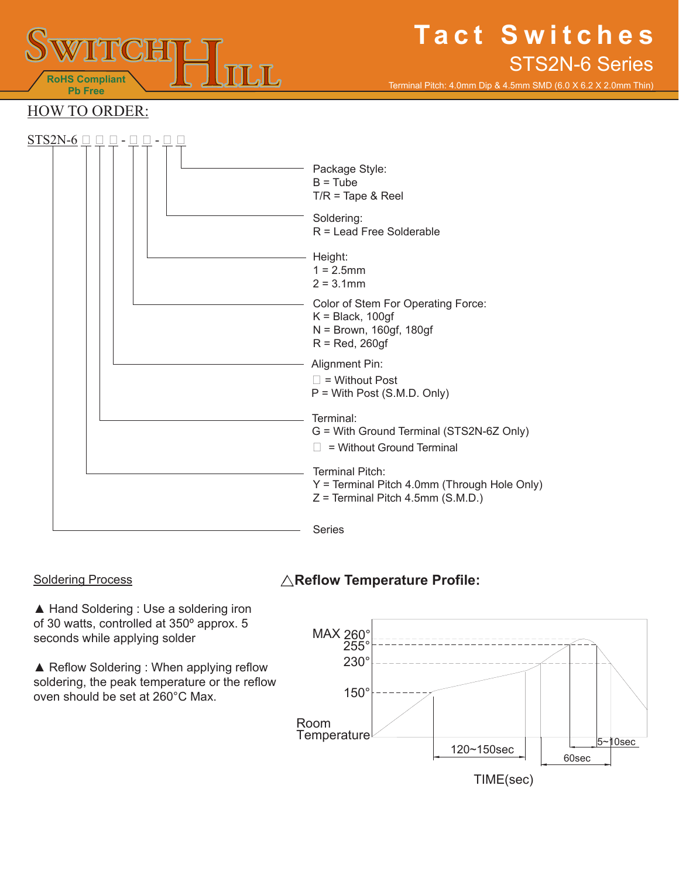# Tact Switches

## STS2N-6 Series

Terminal Pitch: 4.0mm Dip & 4.5mm SMD (6.0 X 6.2 X 2.0mm Thin)

RoHS Compliant
Pb Free

## HOW TO ORDER:

STS2N-6 □ □ □ - □ □ - □ □

Package Style:
B = Tube
T/R = Tape & Reel

Soldering:
R = Lead Free Solderable

Height:
1 = 2.5mm
2 = 3.1mm

Color of Stem For Operating Force:
K = Black, 100gf
N = Brown, 160gf, 180gf
R = Red, 260gf

Alignment Pin:
□ = Without Post
P = With Post (S.M.D. Only)

Terminal:
G = With Ground Terminal (STS2N-6Z Only)
□ = Without Ground Terminal

Terminal Pitch:
Y = Terminal Pitch 4.0mm (Through Hole Only)
Z = Terminal Pitch 4.5mm (S.M.D.)

Series

## Soldering Process

▲ Hand Soldering : Use a soldering iron of 30 watts, controlled at 350º approx. 5 seconds while applying solder

▲ Reflow Soldering : When applying reflow soldering, the peak temperature or the reflow oven should be set at 260°C Max.

## △Reflow Temperature Profile:

MAX 260°
255°
230°
150°
Room Temperature
120~150sec
60sec
5~10sec
TIME(sec)